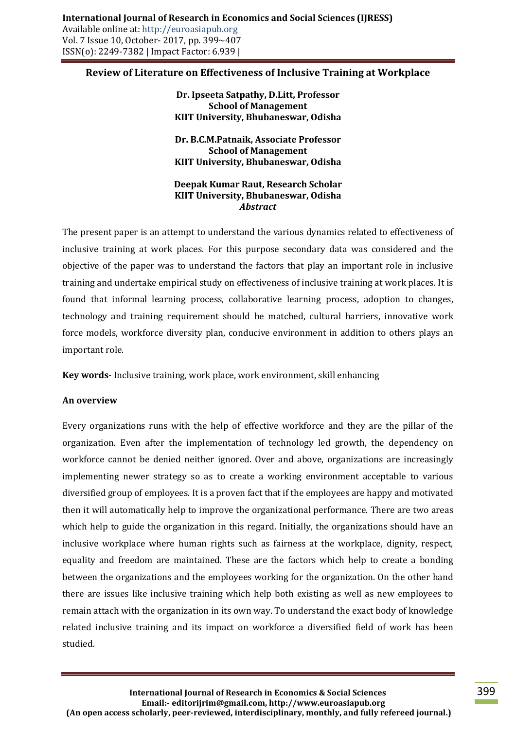# Review of Literature on Effectiveness of Inclusive Training at Workplace

**Dr. Ipseeta Satpathy, D.Litt, Professor**
**School of Management**
**KIIT University, Bhubaneswar, Odisha**

**Dr. B.C.M.Patnaik, Associate Professor**
**School of Management**
**KIIT University, Bhubaneswar, Odisha**

**Deepak Kumar Raut, Research Scholar**
**KIIT University, Bhubaneswar, Odisha**

***Abstract***

The present paper is an attempt to understand the various dynamics related to effectiveness of inclusive training at work places. For this purpose secondary data was considered and the objective of the paper was to understand the factors that play an important role in inclusive training and undertake empirical study on effectiveness of inclusive training at work places. It is found that informal learning process, collaborative learning process, adoption to changes, technology and training requirement should be matched, cultural barriers, innovative work force models, workforce diversity plan, conducive environment in addition to others plays an important role.

**Key words**- Inclusive training, work place, work environment, skill enhancing

## An overview

Every organizations runs with the help of effective workforce and they are the pillar of the organization. Even after the implementation of technology led growth, the dependency on workforce cannot be denied neither ignored. Over and above, organizations are increasingly implementing newer strategy so as to create a working environment acceptable to various diversified group of employees. It is a proven fact that if the employees are happy and motivated then it will automatically help to improve the organizational performance. There are two areas which help to guide the organization in this regard. Initially, the organizations should have an inclusive workplace where human rights such as fairness at the workplace, dignity, respect, equality and freedom are maintained. These are the factors which help to create a bonding between the organizations and the employees working for the organization. On the other hand there are issues like inclusive training which help both existing as well as new employees to remain attach with the organization in its own way. To understand the exact body of knowledge related inclusive training and its impact on workforce a diversified field of work has been studied.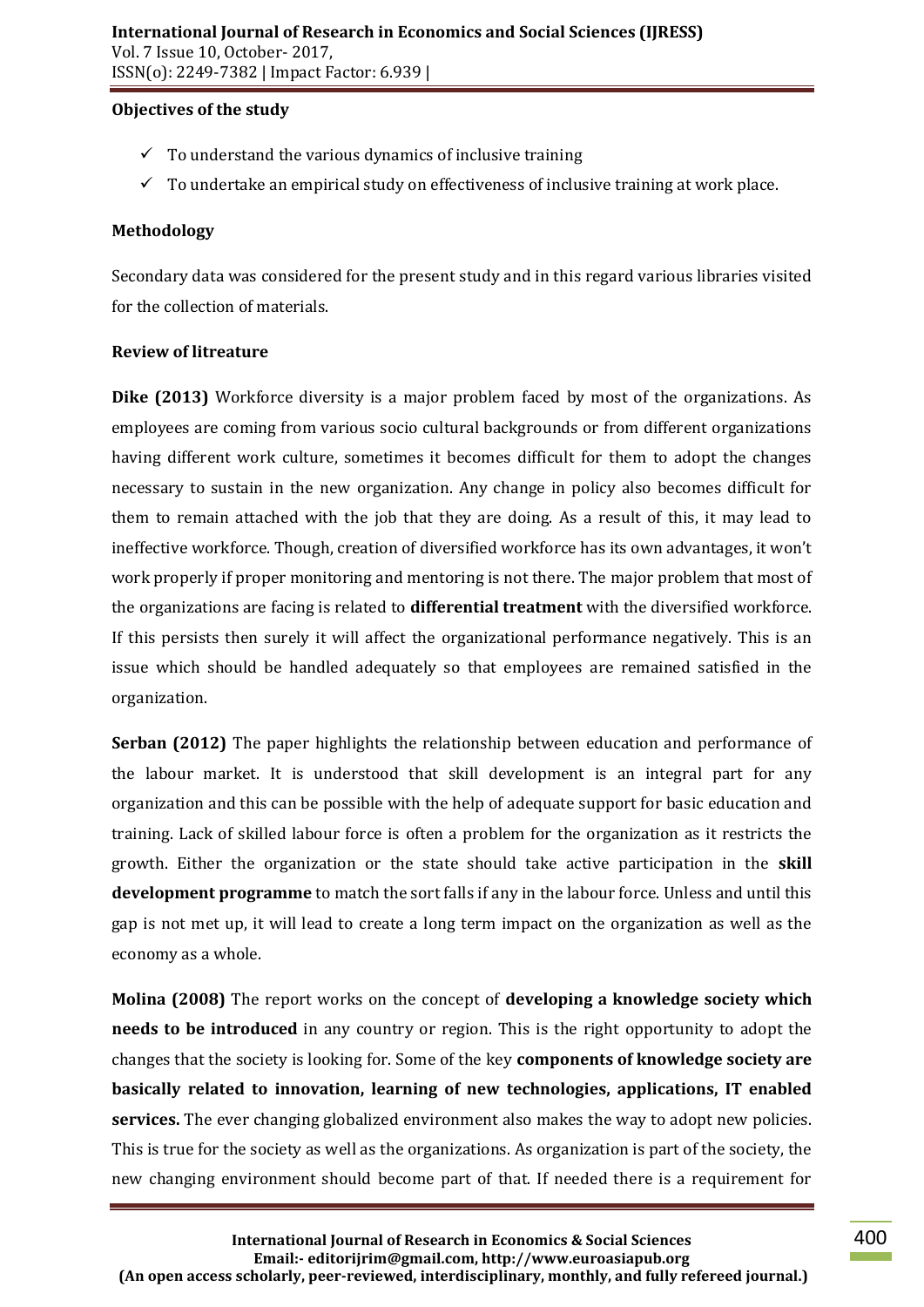**Objectives of the study**

- ✓ To understand the various dynamics of inclusive training
- ✓ To undertake an empirical study on effectiveness of inclusive training at work place.

**Methodology**

Secondary data was considered for the present study and in this regard various libraries visited for the collection of materials.

**Review of litreature**

**Dike (2013)** Workforce diversity is a major problem faced by most of the organizations. As employees are coming from various socio cultural backgrounds or from different organizations having different work culture, sometimes it becomes difficult for them to adopt the changes necessary to sustain in the new organization. Any change in policy also becomes difficult for them to remain attached with the job that they are doing. As a result of this, it may lead to ineffective workforce. Though, creation of diversified workforce has its own advantages, it won't work properly if proper monitoring and mentoring is not there. The major problem that most of the organizations are facing is related to **differential treatment** with the diversified workforce. If this persists then surely it will affect the organizational performance negatively. This is an issue which should be handled adequately so that employees are remained satisfied in the organization.

**Serban (2012)** The paper highlights the relationship between education and performance of the labour market. It is understood that skill development is an integral part for any organization and this can be possible with the help of adequate support for basic education and training. Lack of skilled labour force is often a problem for the organization as it restricts the growth. Either the organization or the state should take active participation in the **skill development programme** to match the sort falls if any in the labour force. Unless and until this gap is not met up, it will lead to create a long term impact on the organization as well as the economy as a whole.

**Molina (2008)** The report works on the concept of **developing a knowledge society which needs to be introduced** in any country or region. This is the right opportunity to adopt the changes that the society is looking for. Some of the key **components of knowledge society are basically related to innovation, learning of new technologies, applications, IT enabled services.** The ever changing globalized environment also makes the way to adopt new policies. This is true for the society as well as the organizations. As organization is part of the society, the new changing environment should become part of that. If needed there is a requirement for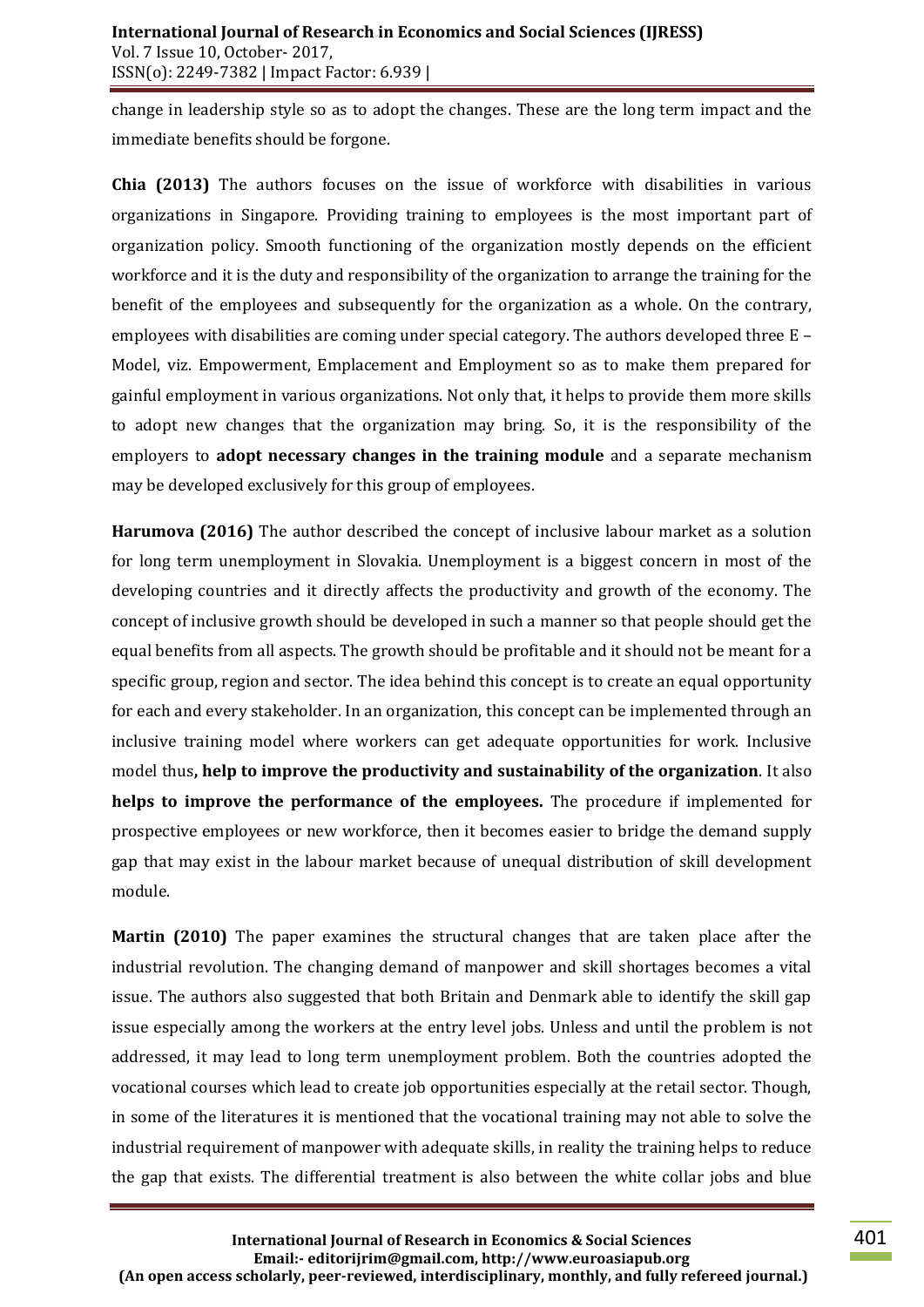change in leadership style so as to adopt the changes. These are the long term impact and the immediate benefits should be forgone.

**Chia (2013)** The authors focuses on the issue of workforce with disabilities in various organizations in Singapore. Providing training to employees is the most important part of organization policy. Smooth functioning of the organization mostly depends on the efficient workforce and it is the duty and responsibility of the organization to arrange the training for the benefit of the employees and subsequently for the organization as a whole. On the contrary, employees with disabilities are coming under special category. The authors developed three E – Model, viz. Empowerment, Emplacement and Employment so as to make them prepared for gainful employment in various organizations. Not only that, it helps to provide them more skills to adopt new changes that the organization may bring. So, it is the responsibility of the employers to **adopt necessary changes in the training module** and a separate mechanism may be developed exclusively for this group of employees.

**Harumova (2016)** The author described the concept of inclusive labour market as a solution for long term unemployment in Slovakia. Unemployment is a biggest concern in most of the developing countries and it directly affects the productivity and growth of the economy. The concept of inclusive growth should be developed in such a manner so that people should get the equal benefits from all aspects. The growth should be profitable and it should not be meant for a specific group, region and sector. The idea behind this concept is to create an equal opportunity for each and every stakeholder. In an organization, this concept can be implemented through an inclusive training model where workers can get adequate opportunities for work. Inclusive model thus**, help to improve the productivity and sustainability of the organization**. It also **helps to improve the performance of the employees.** The procedure if implemented for prospective employees or new workforce, then it becomes easier to bridge the demand supply gap that may exist in the labour market because of unequal distribution of skill development module.

**Martin (2010)** The paper examines the structural changes that are taken place after the industrial revolution. The changing demand of manpower and skill shortages becomes a vital issue. The authors also suggested that both Britain and Denmark able to identify the skill gap issue especially among the workers at the entry level jobs. Unless and until the problem is not addressed, it may lead to long term unemployment problem. Both the countries adopted the vocational courses which lead to create job opportunities especially at the retail sector. Though, in some of the literatures it is mentioned that the vocational training may not able to solve the industrial requirement of manpower with adequate skills, in reality the training helps to reduce the gap that exists. The differential treatment is also between the white collar jobs and blue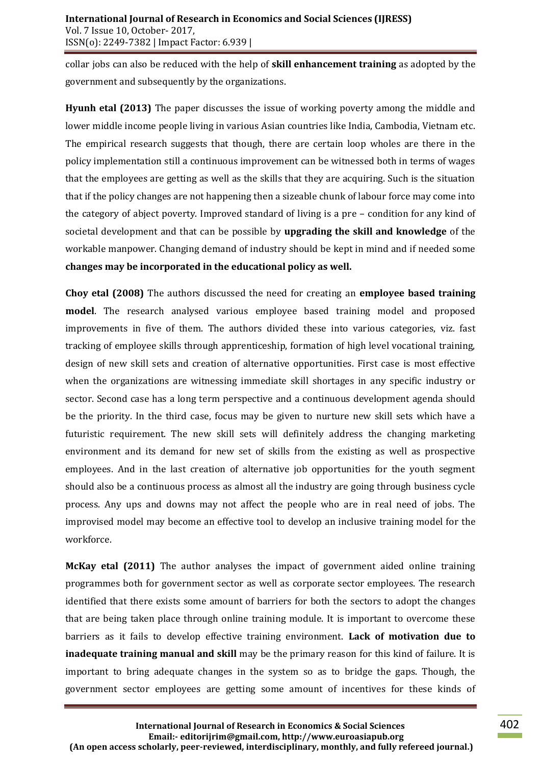collar jobs can also be reduced with the help of **skill enhancement training** as adopted by the government and subsequently by the organizations.

**Hyunh etal (2013)** The paper discusses the issue of working poverty among the middle and lower middle income people living in various Asian countries like India, Cambodia, Vietnam etc. The empirical research suggests that though, there are certain loop wholes are there in the policy implementation still a continuous improvement can be witnessed both in terms of wages that the employees are getting as well as the skills that they are acquiring. Such is the situation that if the policy changes are not happening then a sizeable chunk of labour force may come into the category of abject poverty. Improved standard of living is a pre – condition for any kind of societal development and that can be possible by **upgrading the skill and knowledge** of the workable manpower. Changing demand of industry should be kept in mind and if needed some **changes may be incorporated in the educational policy as well.**

**Choy etal (2008)** The authors discussed the need for creating an **employee based training model**. The research analysed various employee based training model and proposed improvements in five of them. The authors divided these into various categories, viz. fast tracking of employee skills through apprenticeship, formation of high level vocational training, design of new skill sets and creation of alternative opportunities. First case is most effective when the organizations are witnessing immediate skill shortages in any specific industry or sector. Second case has a long term perspective and a continuous development agenda should be the priority. In the third case, focus may be given to nurture new skill sets which have a futuristic requirement. The new skill sets will definitely address the changing marketing environment and its demand for new set of skills from the existing as well as prospective employees. And in the last creation of alternative job opportunities for the youth segment should also be a continuous process as almost all the industry are going through business cycle process. Any ups and downs may not affect the people who are in real need of jobs. The improvised model may become an effective tool to develop an inclusive training model for the workforce.

**McKay etal (2011)** The author analyses the impact of government aided online training programmes both for government sector as well as corporate sector employees. The research identified that there exists some amount of barriers for both the sectors to adopt the changes that are being taken place through online training module. It is important to overcome these barriers as it fails to develop effective training environment. **Lack of motivation due to inadequate training manual and skill** may be the primary reason for this kind of failure. It is important to bring adequate changes in the system so as to bridge the gaps. Though, the government sector employees are getting some amount of incentives for these kinds of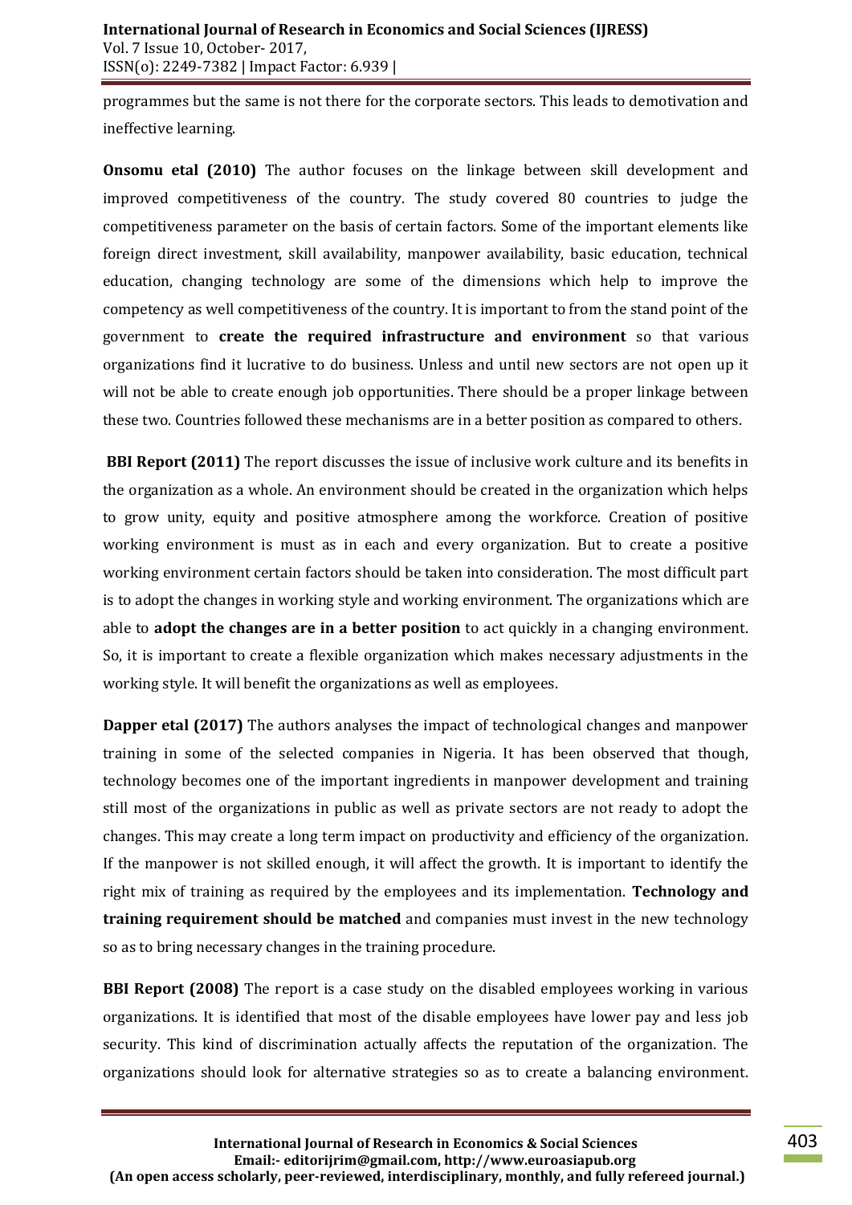programmes but the same is not there for the corporate sectors. This leads to demotivation and ineffective learning.

**Onsomu etal (2010)** The author focuses on the linkage between skill development and improved competitiveness of the country. The study covered 80 countries to judge the competitiveness parameter on the basis of certain factors. Some of the important elements like foreign direct investment, skill availability, manpower availability, basic education, technical education, changing technology are some of the dimensions which help to improve the competency as well competitiveness of the country. It is important to from the stand point of the government to **create the required infrastructure and environment** so that various organizations find it lucrative to do business. Unless and until new sectors are not open up it will not be able to create enough job opportunities. There should be a proper linkage between these two. Countries followed these mechanisms are in a better position as compared to others.

**BBI Report (2011)** The report discusses the issue of inclusive work culture and its benefits in the organization as a whole. An environment should be created in the organization which helps to grow unity, equity and positive atmosphere among the workforce. Creation of positive working environment is must as in each and every organization. But to create a positive working environment certain factors should be taken into consideration. The most difficult part is to adopt the changes in working style and working environment. The organizations which are able to **adopt the changes are in a better position** to act quickly in a changing environment. So, it is important to create a flexible organization which makes necessary adjustments in the working style. It will benefit the organizations as well as employees.

**Dapper etal (2017)** The authors analyses the impact of technological changes and manpower training in some of the selected companies in Nigeria. It has been observed that though, technology becomes one of the important ingredients in manpower development and training still most of the organizations in public as well as private sectors are not ready to adopt the changes. This may create a long term impact on productivity and efficiency of the organization. If the manpower is not skilled enough, it will affect the growth. It is important to identify the right mix of training as required by the employees and its implementation. **Technology and training requirement should be matched** and companies must invest in the new technology so as to bring necessary changes in the training procedure.

**BBI Report (2008)** The report is a case study on the disabled employees working in various organizations. It is identified that most of the disable employees have lower pay and less job security. This kind of discrimination actually affects the reputation of the organization. The organizations should look for alternative strategies so as to create a balancing environment.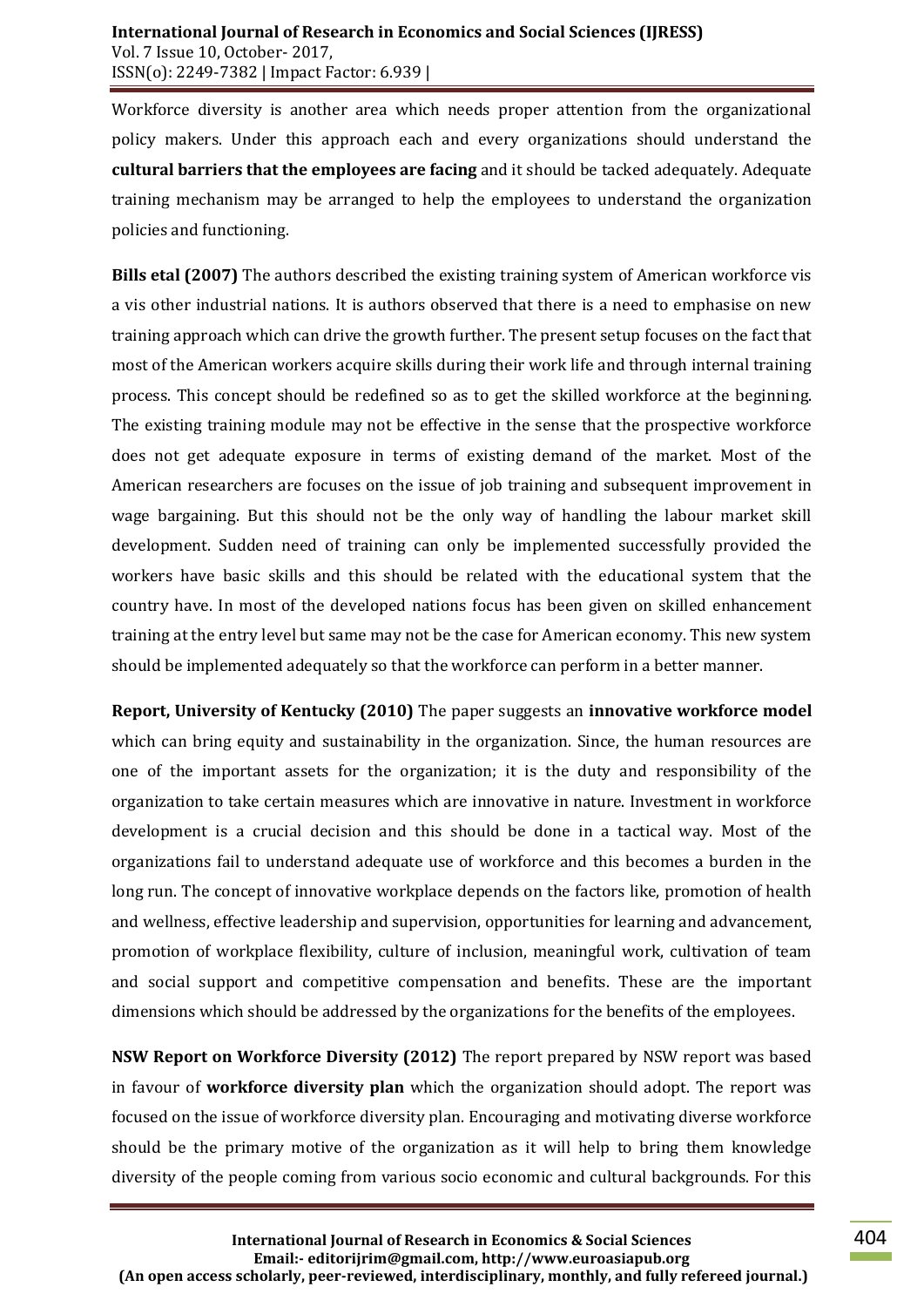Workforce diversity is another area which needs proper attention from the organizational policy makers. Under this approach each and every organizations should understand the **cultural barriers that the employees are facing** and it should be tacked adequately. Adequate training mechanism may be arranged to help the employees to understand the organization policies and functioning.

**Bills etal (2007)** The authors described the existing training system of American workforce vis a vis other industrial nations. It is authors observed that there is a need to emphasise on new training approach which can drive the growth further. The present setup focuses on the fact that most of the American workers acquire skills during their work life and through internal training process. This concept should be redefined so as to get the skilled workforce at the beginning. The existing training module may not be effective in the sense that the prospective workforce does not get adequate exposure in terms of existing demand of the market. Most of the American researchers are focuses on the issue of job training and subsequent improvement in wage bargaining. But this should not be the only way of handling the labour market skill development. Sudden need of training can only be implemented successfully provided the workers have basic skills and this should be related with the educational system that the country have. In most of the developed nations focus has been given on skilled enhancement training at the entry level but same may not be the case for American economy. This new system should be implemented adequately so that the workforce can perform in a better manner.

**Report, University of Kentucky (2010)** The paper suggests an **innovative workforce model** which can bring equity and sustainability in the organization. Since, the human resources are one of the important assets for the organization; it is the duty and responsibility of the organization to take certain measures which are innovative in nature. Investment in workforce development is a crucial decision and this should be done in a tactical way. Most of the organizations fail to understand adequate use of workforce and this becomes a burden in the long run. The concept of innovative workplace depends on the factors like, promotion of health and wellness, effective leadership and supervision, opportunities for learning and advancement, promotion of workplace flexibility, culture of inclusion, meaningful work, cultivation of team and social support and competitive compensation and benefits. These are the important dimensions which should be addressed by the organizations for the benefits of the employees.

**NSW Report on Workforce Diversity (2012)** The report prepared by NSW report was based in favour of **workforce diversity plan** which the organization should adopt. The report was focused on the issue of workforce diversity plan. Encouraging and motivating diverse workforce should be the primary motive of the organization as it will help to bring them knowledge diversity of the people coming from various socio economic and cultural backgrounds. For this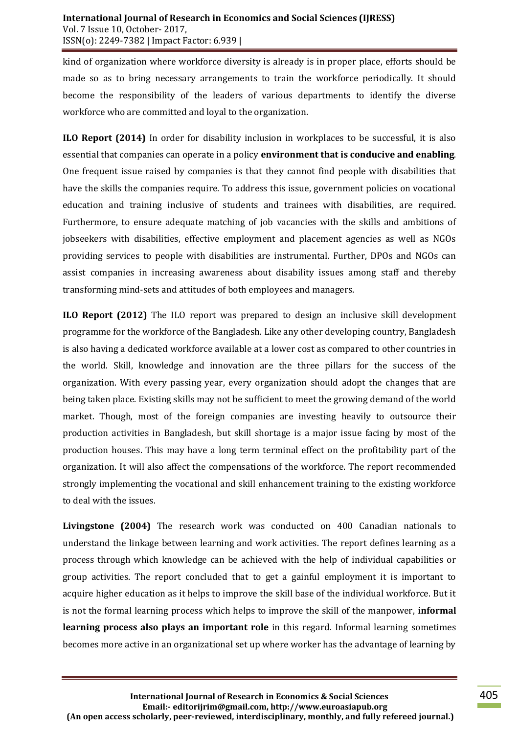kind of organization where workforce diversity is already is in proper place, efforts should be made so as to bring necessary arrangements to train the workforce periodically. It should become the responsibility of the leaders of various departments to identify the diverse workforce who are committed and loyal to the organization.

**ILO Report (2014)** In order for disability inclusion in workplaces to be successful, it is also essential that companies can operate in a policy **environment that is conducive and enabling**. One frequent issue raised by companies is that they cannot find people with disabilities that have the skills the companies require. To address this issue, government policies on vocational education and training inclusive of students and trainees with disabilities, are required. Furthermore, to ensure adequate matching of job vacancies with the skills and ambitions of jobseekers with disabilities, effective employment and placement agencies as well as NGOs providing services to people with disabilities are instrumental. Further, DPOs and NGOs can assist companies in increasing awareness about disability issues among staff and thereby transforming mind-sets and attitudes of both employees and managers.

**ILO Report (2012)** The ILO report was prepared to design an inclusive skill development programme for the workforce of the Bangladesh. Like any other developing country, Bangladesh is also having a dedicated workforce available at a lower cost as compared to other countries in the world. Skill, knowledge and innovation are the three pillars for the success of the organization. With every passing year, every organization should adopt the changes that are being taken place. Existing skills may not be sufficient to meet the growing demand of the world market. Though, most of the foreign companies are investing heavily to outsource their production activities in Bangladesh, but skill shortage is a major issue facing by most of the production houses. This may have a long term terminal effect on the profitability part of the organization. It will also affect the compensations of the workforce. The report recommended strongly implementing the vocational and skill enhancement training to the existing workforce to deal with the issues.

**Livingstone (2004)** The research work was conducted on 400 Canadian nationals to understand the linkage between learning and work activities. The report defines learning as a process through which knowledge can be achieved with the help of individual capabilities or group activities. The report concluded that to get a gainful employment it is important to acquire higher education as it helps to improve the skill base of the individual workforce. But it is not the formal learning process which helps to improve the skill of the manpower, **informal learning process also plays an important role** in this regard. Informal learning sometimes becomes more active in an organizational set up where worker has the advantage of learning by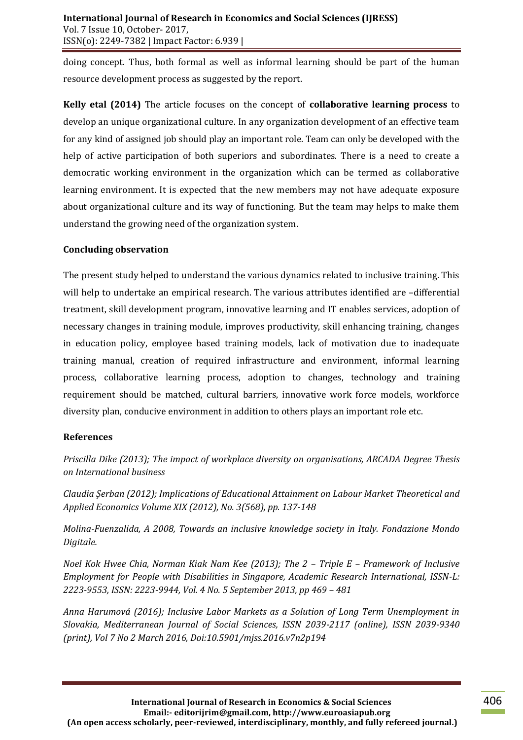doing concept. Thus, both formal as well as informal learning should be part of the human resource development process as suggested by the report.

**Kelly etal (2014)** The article focuses on the concept of **collaborative learning process** to develop an unique organizational culture. In any organization development of an effective team for any kind of assigned job should play an important role. Team can only be developed with the help of active participation of both superiors and subordinates. There is a need to create a democratic working environment in the organization which can be termed as collaborative learning environment. It is expected that the new members may not have adequate exposure about organizational culture and its way of functioning. But the team may helps to make them understand the growing need of the organization system.

### Concluding observation

The present study helped to understand the various dynamics related to inclusive training. This will help to undertake an empirical research. The various attributes identified are –differential treatment, skill development program, innovative learning and IT enables services, adoption of necessary changes in training module, improves productivity, skill enhancing training, changes in education policy, employee based training models, lack of motivation due to inadequate training manual, creation of required infrastructure and environment, informal learning process, collaborative learning process, adoption to changes, technology and training requirement should be matched, cultural barriers, innovative work force models, workforce diversity plan, conducive environment in addition to others plays an important role etc.

### References

*Priscilla Dike (2013); The impact of workplace diversity on organisations, ARCADA Degree Thesis on International business*

*Claudia Şerban (2012); Implications of Educational Attainment on Labour Market Theoretical and Applied Economics Volume XIX (2012), No. 3(568), pp. 137-148*

*Molina-Fuenzalida, A 2008, Towards an inclusive knowledge society in Italy. Fondazione Mondo Digitale.*

*Noel Kok Hwee Chia, Norman Kiak Nam Kee (2013); The 2 – Triple E – Framework of Inclusive Employment for People with Disabilities in Singapore, Academic Research International, ISSN-L: 2223-9553, ISSN: 2223-9944, Vol. 4 No. 5 September 2013, pp 469 – 481*

*Anna Harumová (2016); Inclusive Labor Markets as a Solution of Long Term Unemployment in Slovakia, Mediterranean Journal of Social Sciences, ISSN 2039-2117 (online), ISSN 2039-9340 (print), Vol 7 No 2 March 2016, Doi:10.5901/mjss.2016.v7n2p194*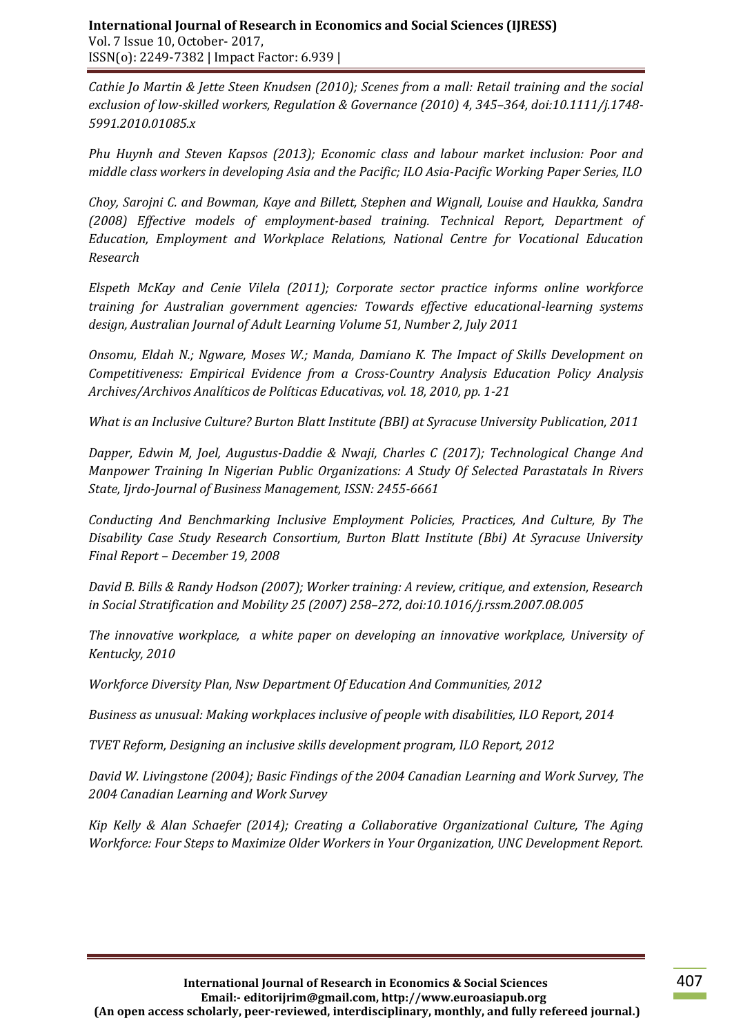*Cathie Jo Martin & Jette Steen Knudsen (2010); Scenes from a mall: Retail training and the social exclusion of low-skilled workers, Regulation & Governance (2010) 4, 345–364, doi:10.1111/j.1748-5991.2010.01085.x*

*Phu Huynh and Steven Kapsos (2013); Economic class and labour market inclusion: Poor and middle class workers in developing Asia and the Pacific; ILO Asia-Pacific Working Paper Series, ILO*

*Choy, Sarojni C. and Bowman, Kaye and Billett, Stephen and Wignall, Louise and Haukka, Sandra (2008) Effective models of employment-based training. Technical Report, Department of Education, Employment and Workplace Relations, National Centre for Vocational Education Research*

*Elspeth McKay and Cenie Vilela (2011); Corporate sector practice informs online workforce training for Australian government agencies: Towards effective educational-learning systems design, Australian Journal of Adult Learning Volume 51, Number 2, July 2011*

*Onsomu, Eldah N.; Ngware, Moses W.; Manda, Damiano K. The Impact of Skills Development on Competitiveness: Empirical Evidence from a Cross-Country Analysis Education Policy Analysis Archives/Archivos Analíticos de Políticas Educativas, vol. 18, 2010, pp. 1-21*

*What is an Inclusive Culture? Burton Blatt Institute (BBI) at Syracuse University Publication, 2011*

*Dapper, Edwin M, Joel, Augustus-Daddie & Nwaji, Charles C (2017); Technological Change And Manpower Training In Nigerian Public Organizations: A Study Of Selected Parastatals In Rivers State, Ijrdo-Journal of Business Management, ISSN: 2455-6661*

*Conducting And Benchmarking Inclusive Employment Policies, Practices, And Culture, By The Disability Case Study Research Consortium, Burton Blatt Institute (Bbi) At Syracuse University Final Report – December 19, 2008*

*David B. Bills & Randy Hodson (2007); Worker training: A review, critique, and extension, Research in Social Stratification and Mobility 25 (2007) 258–272, doi:10.1016/j.rssm.2007.08.005*

*The innovative workplace, a white paper on developing an innovative workplace, University of Kentucky, 2010*

*Workforce Diversity Plan, Nsw Department Of Education And Communities, 2012*

*Business as unusual: Making workplaces inclusive of people with disabilities, ILO Report, 2014*

*TVET Reform, Designing an inclusive skills development program, ILO Report, 2012*

*David W. Livingstone (2004); Basic Findings of the 2004 Canadian Learning and Work Survey, The 2004 Canadian Learning and Work Survey*

*Kip Kelly & Alan Schaefer (2014); Creating a Collaborative Organizational Culture, The Aging Workforce: Four Steps to Maximize Older Workers in Your Organization, UNC Development Report.*